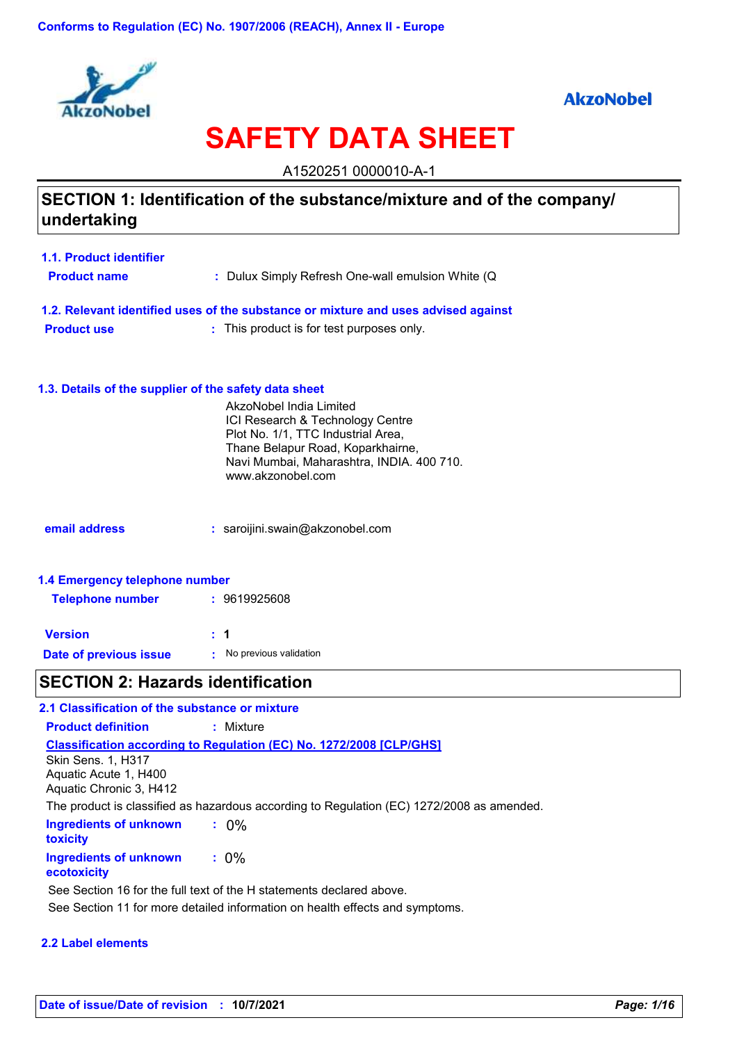Conforms to Regulation (EC) No. 1907/2006 (REACH), Annex II - Europe

AkzoNobel

# SAFETY DATA SHEET

A1520251 0000010-A-1

## SECTION 1: Identification of the substance/mixture and of the company/ undertaking

### 1.1. Product identifier

**Product name** : Dulux Simply Refresh One-wall emulsion White (Q

### 1.2. Relevant identified uses of the substance or mixture and uses advised against

**Product use** : This product is for test purposes only.

### 1.3. Details of the supplier of the safety data sheet

AkzoNobel India Limited
ICI Research & Technology Centre
Plot No. 1/1, TTC Industrial Area,
Thane Belapur Road, Koparkhairne,
Navi Mumbai, Maharashtra, INDIA. 400 710.
www.akzonobel.com

**email address** : saroijini.swain@akzonobel.com

### 1.4 Emergency telephone number

**Telephone number** : 9619925608

**Version** : 1

**Date of previous issue** : No previous validation

## SECTION 2: Hazards identification

### 2.1 Classification of the substance or mixture

**Product definition** : Mixture

**Classification according to Regulation (EC) No. 1272/2008 [CLP/GHS]**

Skin Sens. 1, H317
Aquatic Acute 1, H400
Aquatic Chronic 3, H412

The product is classified as hazardous according to Regulation (EC) 1272/2008 as amended.

**Ingredients of unknown toxicity** : 0%

**Ingredients of unknown ecotoxicity** : 0%

See Section 16 for the full text of the H statements declared above.

See Section 11 for more detailed information on health effects and symptoms.

### 2.2 Label elements

**Date of issue/Date of revision** : 10/7/2021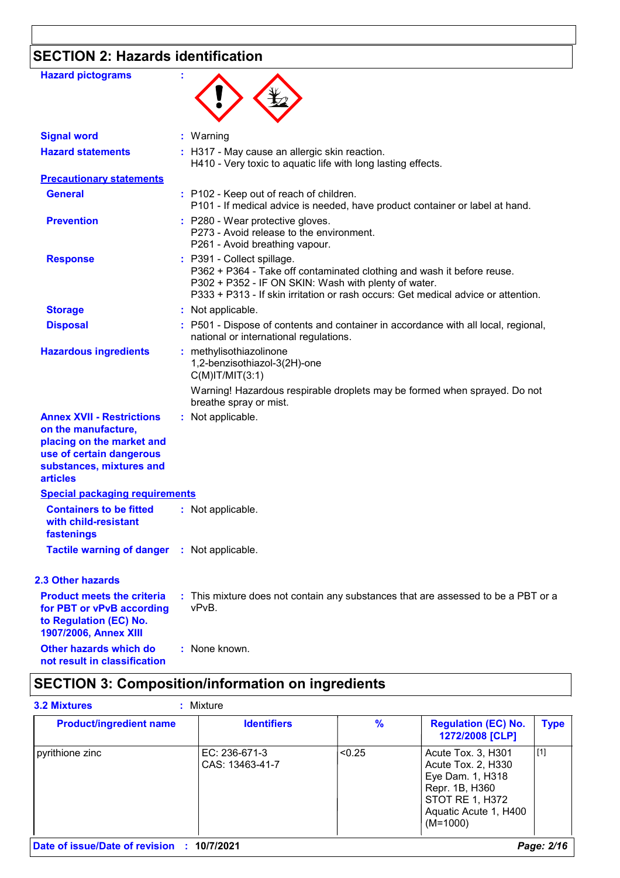## SECTION 2: Hazards identification

**Hazard pictograms** :

**Signal word** : Warning

**Hazard statements** : H317 - May cause an allergic skin reaction.
H410 - Very toxic to aquatic life with long lasting effects.

**Precautionary statements**

**General** : P102 - Keep out of reach of children.
P101 - If medical advice is needed, have product container or label at hand.

**Prevention** : P280 - Wear protective gloves.
P273 - Avoid release to the environment.
P261 - Avoid breathing vapour.

**Response** : P391 - Collect spillage.
P362 + P364 - Take off contaminated clothing and wash it before reuse.
P302 + P352 - IF ON SKIN: Wash with plenty of water.
P333 + P313 - If skin irritation or rash occurs: Get medical advice or attention.

**Storage** : Not applicable.

**Disposal** : P501 - Dispose of contents and container in accordance with all local, regional, national or international regulations.

**Hazardous ingredients** : methylisothiazolinone
1,2-benzisothiazol-3(2H)-one
C(M)IT/MIT(3:1)

Warning! Hazardous respirable droplets may be formed when sprayed. Do not breathe spray or mist.

**Annex XVII - Restrictions on the manufacture, placing on the market and use of certain dangerous substances, mixtures and articles** : Not applicable.

**Special packaging requirements**

**Containers to be fitted with child-resistant fastenings** : Not applicable.

**Tactile warning of danger** : Not applicable.

### 2.3 Other hazards

**Product meets the criteria for PBT or vPvB according to Regulation (EC) No. 1907/2006, Annex XIII** : This mixture does not contain any substances that are assessed to be a PBT or a vPvB.

**Other hazards which do not result in classification** : None known.

## SECTION 3: Composition/information on ingredients

**3.2 Mixtures** : Mixture

| Product/ingredient name | Identifiers | % | Regulation (EC) No. 1272/2008 [CLP] | Type |
|---|---|---|---|---|
| pyrithione zinc | EC: 236-671-3<br>CAS: 13463-41-7 | <0.25 | Acute Tox. 3, H301<br>Acute Tox. 2, H330<br>Eye Dam. 1, H318<br>Repr. 1B, H360<br>STOT RE 1, H372<br>Aquatic Acute 1, H400<br>(M=1000) | [1] |

**Date of issue/Date of revision** : 10/7/2021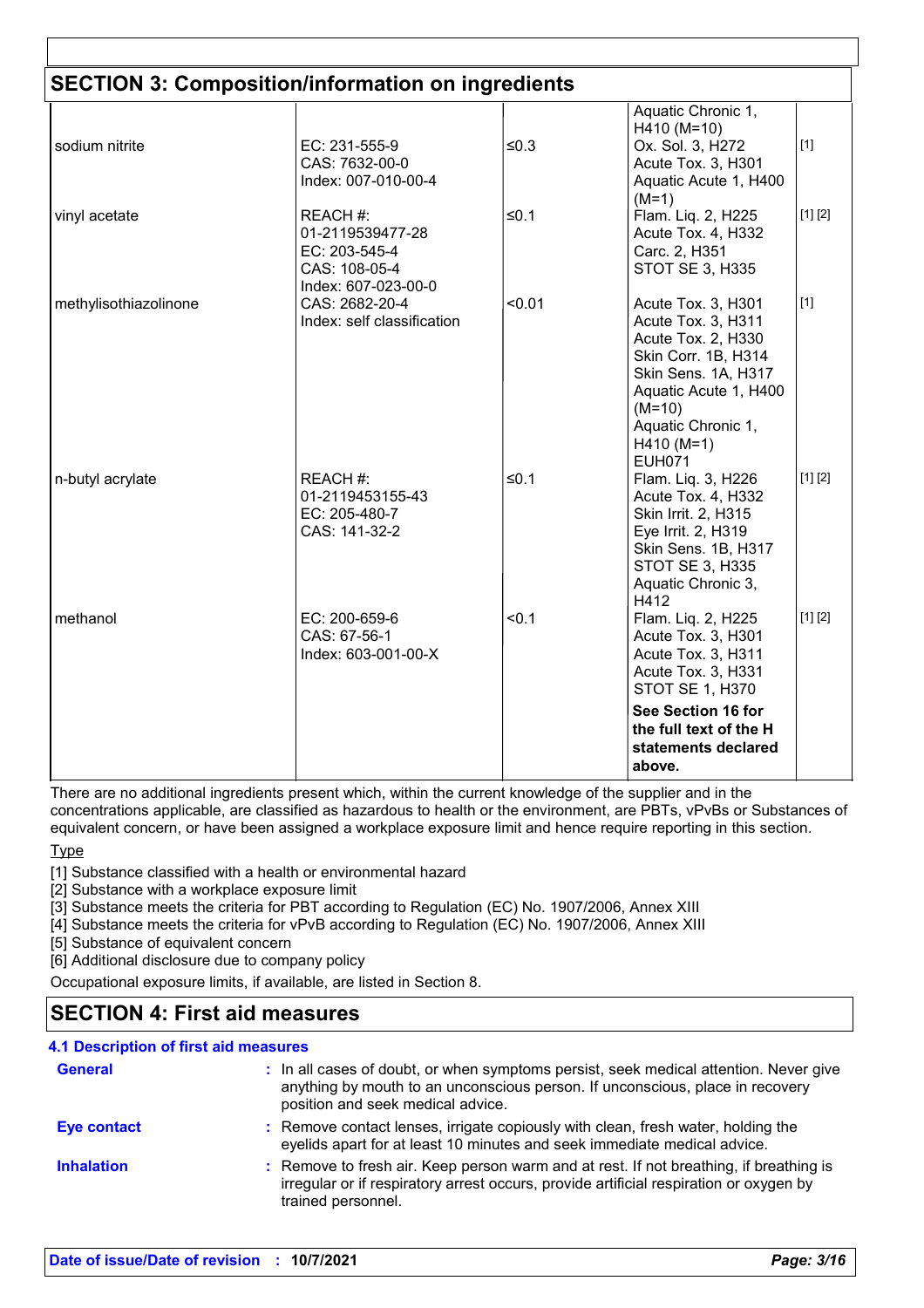## SECTION 3: Composition/information on ingredients

| | | | | |
|---|---|---|---|---|
| | | | Aquatic Chronic 1, H410 (M=10) | |
| sodium nitrite | EC: 231-555-9<br>CAS: 7632-00-0<br>Index: 007-010-00-4 | ≤0.3 | Ox. Sol. 3, H272<br>Acute Tox. 3, H301<br>Aquatic Acute 1, H400 (M=1) | [1] |
| vinyl acetate | REACH #: 01-2119539477-28<br>EC: 203-545-4<br>CAS: 108-05-4<br>Index: 607-023-00-0 | ≤0.1 | Flam. Liq. 2, H225<br>Acute Tox. 4, H332<br>Carc. 2, H351<br>STOT SE 3, H335 | [1] [2] |
| methylisothiazolinone | CAS: 2682-20-4<br>Index: self classification | <0.01 | Acute Tox. 3, H301<br>Acute Tox. 3, H311<br>Acute Tox. 2, H330<br>Skin Corr. 1B, H314<br>Skin Sens. 1A, H317<br>Aquatic Acute 1, H400 (M=10)<br>Aquatic Chronic 1, H410 (M=1)<br>EUH071 | [1] |
| n-butyl acrylate | REACH #: 01-2119453155-43<br>EC: 205-480-7<br>CAS: 141-32-2 | ≤0.1 | Flam. Liq. 3, H226<br>Acute Tox. 4, H332<br>Skin Irrit. 2, H315<br>Eye Irrit. 2, H319<br>Skin Sens. 1B, H317<br>STOT SE 3, H335<br>Aquatic Chronic 3, H412 | [1] [2] |
| methanol | EC: 200-659-6<br>CAS: 67-56-1<br>Index: 603-001-00-X | <0.1 | Flam. Liq. 2, H225<br>Acute Tox. 3, H301<br>Acute Tox. 3, H311<br>Acute Tox. 3, H331<br>STOT SE 1, H370 | [1] [2] |
| | | | **See Section 16 for the full text of the H statements declared above.** | |

There are no additional ingredients present which, within the current knowledge of the supplier and in the concentrations applicable, are classified as hazardous to health or the environment, are PBTs, vPvBs or Substances of equivalent concern, or have been assigned a workplace exposure limit and hence require reporting in this section.

Type

[1] Substance classified with a health or environmental hazard
[2] Substance with a workplace exposure limit
[3] Substance meets the criteria for PBT according to Regulation (EC) No. 1907/2006, Annex XIII
[4] Substance meets the criteria for vPvB according to Regulation (EC) No. 1907/2006, Annex XIII
[5] Substance of equivalent concern
[6] Additional disclosure due to company policy

Occupational exposure limits, if available, are listed in Section 8.

## SECTION 4: First aid measures

### 4.1 Description of first aid measures

**General** : In all cases of doubt, or when symptoms persist, seek medical attention. Never give anything by mouth to an unconscious person. If unconscious, place in recovery position and seek medical advice.

**Eye contact** : Remove contact lenses, irrigate copiously with clean, fresh water, holding the eyelids apart for at least 10 minutes and seek immediate medical advice.

**Inhalation** : Remove to fresh air. Keep person warm and at rest. If not breathing, if breathing is irregular or if respiratory arrest occurs, provide artificial respiration or oxygen by trained personnel.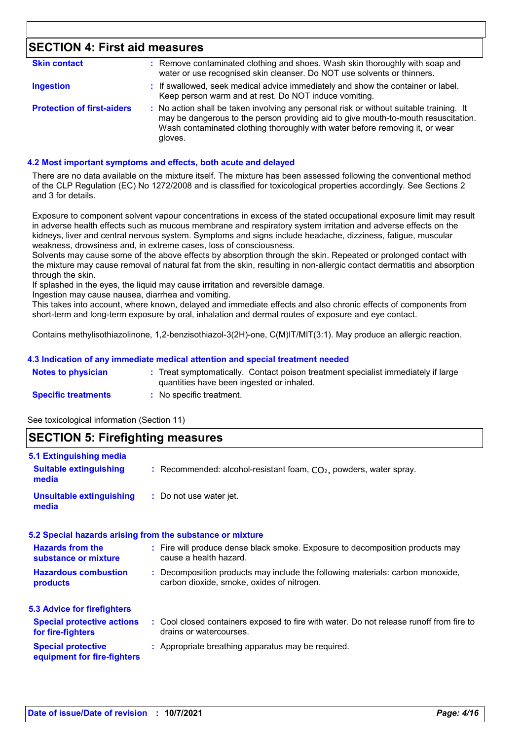## SECTION 4: First aid measures

**Skin contact** : Remove contaminated clothing and shoes. Wash skin thoroughly with soap and water or use recognised skin cleanser. Do NOT use solvents or thinners.

**Ingestion** : If swallowed, seek medical advice immediately and show the container or label. Keep person warm and at rest. Do NOT induce vomiting.

**Protection of first-aiders** : No action shall be taken involving any personal risk or without suitable training. It may be dangerous to the person providing aid to give mouth-to-mouth resuscitation. Wash contaminated clothing thoroughly with water before removing it, or wear gloves.

### 4.2 Most important symptoms and effects, both acute and delayed

There are no data available on the mixture itself. The mixture has been assessed following the conventional method of the CLP Regulation (EC) No 1272/2008 and is classified for toxicological properties accordingly. See Sections 2 and 3 for details.

Exposure to component solvent vapour concentrations in excess of the stated occupational exposure limit may result in adverse health effects such as mucous membrane and respiratory system irritation and adverse effects on the kidneys, liver and central nervous system. Symptoms and signs include headache, dizziness, fatigue, muscular weakness, drowsiness and, in extreme cases, loss of consciousness.
Solvents may cause some of the above effects by absorption through the skin. Repeated or prolonged contact with the mixture may cause removal of natural fat from the skin, resulting in non-allergic contact dermatitis and absorption through the skin.
If splashed in the eyes, the liquid may cause irritation and reversible damage.
Ingestion may cause nausea, diarrhea and vomiting.
This takes into account, where known, delayed and immediate effects and also chronic effects of components from short-term and long-term exposure by oral, inhalation and dermal routes of exposure and eye contact.

Contains methylisothiazolinone, 1,2-benzisothiazol-3(2H)-one, C(M)IT/MIT(3:1). May produce an allergic reaction.

### 4.3 Indication of any immediate medical attention and special treatment needed

**Notes to physician** : Treat symptomatically. Contact poison treatment specialist immediately if large quantities have been ingested or inhaled.

**Specific treatments** : No specific treatment.

See toxicological information (Section 11)

## SECTION 5: Firefighting measures

### 5.1 Extinguishing media

**Suitable extinguishing media** : Recommended: alcohol-resistant foam, $CO_2$, powders, water spray.

**Unsuitable extinguishing media** : Do not use water jet.

### 5.2 Special hazards arising from the substance or mixture

**Hazards from the substance or mixture** : Fire will produce dense black smoke. Exposure to decomposition products may cause a health hazard.

**Hazardous combustion products** : Decomposition products may include the following materials: carbon monoxide, carbon dioxide, smoke, oxides of nitrogen.

### 5.3 Advice for firefighters

**Special protective actions for fire-fighters** : Cool closed containers exposed to fire with water. Do not release runoff from fire to drains or watercourses.

**Special protective equipment for fire-fighters** : Appropriate breathing apparatus may be required.

**Date of issue/Date of revision** : **10/7/2021**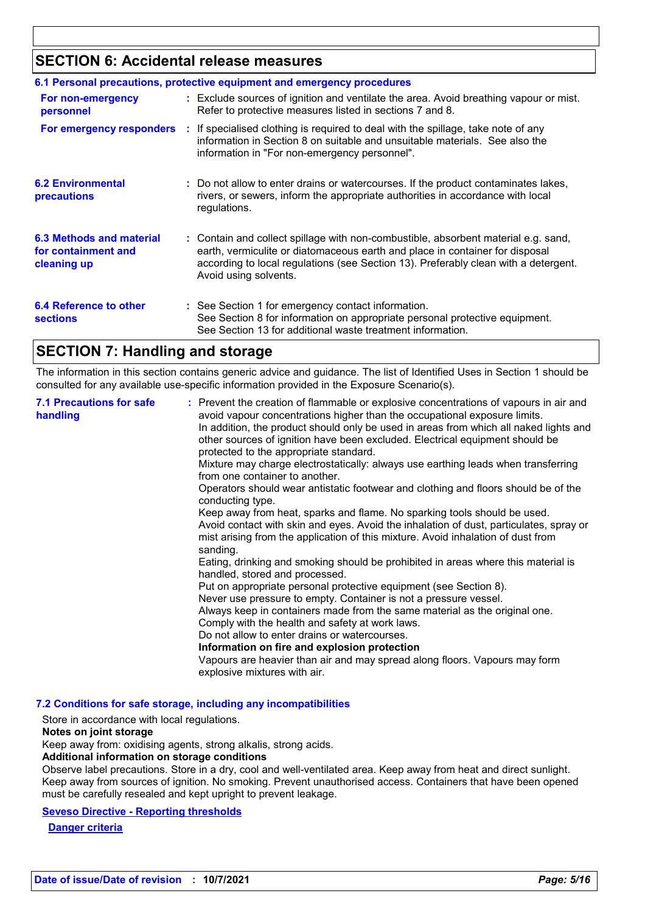## SECTION 6: Accidental release measures

### 6.1 Personal precautions, protective equipment and emergency procedures

**For non-emergency personnel** : Exclude sources of ignition and ventilate the area. Avoid breathing vapour or mist. Refer to protective measures listed in sections 7 and 8.

**For emergency responders** : If specialised clothing is required to deal with the spillage, take note of any information in Section 8 on suitable and unsuitable materials. See also the information in "For non-emergency personnel".

**6.2 Environmental precautions** : Do not allow to enter drains or watercourses. If the product contaminates lakes, rivers, or sewers, inform the appropriate authorities in accordance with local regulations.

**6.3 Methods and material for containment and cleaning up** : Contain and collect spillage with non-combustible, absorbent material e.g. sand, earth, vermiculite or diatomaceous earth and place in container for disposal according to local regulations (see Section 13). Preferably clean with a detergent. Avoid using solvents.

**6.4 Reference to other sections** : See Section 1 for emergency contact information.
See Section 8 for information on appropriate personal protective equipment.
See Section 13 for additional waste treatment information.

## SECTION 7: Handling and storage

The information in this section contains generic advice and guidance. The list of Identified Uses in Section 1 should be consulted for any available use-specific information provided in the Exposure Scenario(s).

**7.1 Precautions for safe handling** : Prevent the creation of flammable or explosive concentrations of vapours in air and avoid vapour concentrations higher than the occupational exposure limits.
In addition, the product should only be used in areas from which all naked lights and other sources of ignition have been excluded. Electrical equipment should be protected to the appropriate standard.
Mixture may charge electrostatically: always use earthing leads when transferring from one container to another.
Operators should wear antistatic footwear and clothing and floors should be of the conducting type.
Keep away from heat, sparks and flame. No sparking tools should be used.
Avoid contact with skin and eyes. Avoid the inhalation of dust, particulates, spray or mist arising from the application of this mixture. Avoid inhalation of dust from sanding.
Eating, drinking and smoking should be prohibited in areas where this material is handled, stored and processed.
Put on appropriate personal protective equipment (see Section 8).
Never use pressure to empty. Container is not a pressure vessel.
Always keep in containers made from the same material as the original one.
Comply with the health and safety at work laws.
Do not allow to enter drains or watercourses.
**Information on fire and explosion protection**
Vapours are heavier than air and may spread along floors. Vapours may form explosive mixtures with air.

### 7.2 Conditions for safe storage, including any incompatibilities

Store in accordance with local regulations.
**Notes on joint storage**
Keep away from: oxidising agents, strong alkalis, strong acids.
**Additional information on storage conditions**
Observe label precautions. Store in a dry, cool and well-ventilated area. Keep away from heat and direct sunlight. Keep away from sources of ignition. No smoking. Prevent unauthorised access. Containers that have been opened must be carefully resealed and kept upright to prevent leakage.

**Seveso Directive - Reporting thresholds**

**Danger criteria**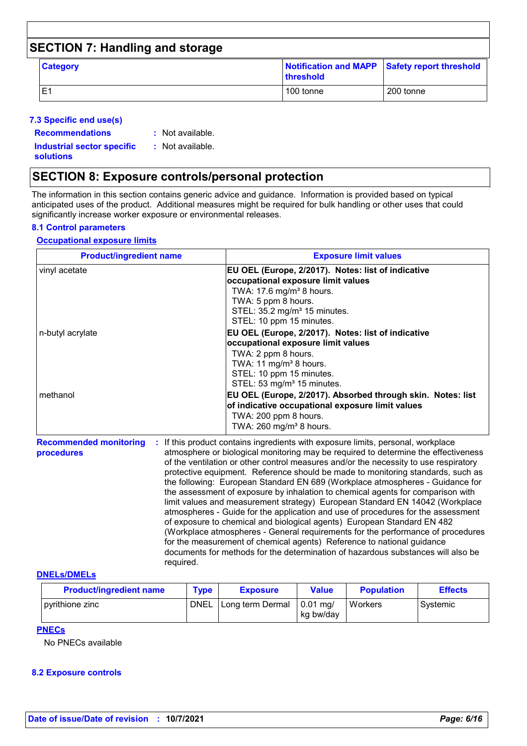## SECTION 7: Handling and storage

| Category | Notification and MAPP threshold | Safety report threshold |
|---|---|---|
| E1 | 100 tonne | 200 tonne |

### 7.3 Specific end use(s)

**Recommendations** : Not available.

**Industrial sector specific solutions** : Not available.

## SECTION 8: Exposure controls/personal protection

The information in this section contains generic advice and guidance. Information is provided based on typical anticipated uses of the product. Additional measures might be required for bulk handling or other uses that could significantly increase worker exposure or environmental releases.

### 8.1 Control parameters

**Occupational exposure limits**

| Product/ingredient name | Exposure limit values |
|---|---|
| vinyl acetate | **EU OEL (Europe, 2/2017). Notes: list of indicative occupational exposure limit values**<br>TWA: 17.6 mg/m³ 8 hours.<br>TWA: 5 ppm 8 hours.<br>STEL: 35.2 mg/m³ 15 minutes.<br>STEL: 10 ppm 15 minutes. |
| n-butyl acrylate | **EU OEL (Europe, 2/2017). Notes: list of indicative occupational exposure limit values**<br>TWA: 2 ppm 8 hours.<br>TWA: 11 mg/m³ 8 hours.<br>STEL: 10 ppm 15 minutes.<br>STEL: 53 mg/m³ 15 minutes. |
| methanol | **EU OEL (Europe, 2/2017). Absorbed through skin. Notes: list of indicative occupational exposure limit values**<br>TWA: 200 ppm 8 hours.<br>TWA: 260 mg/m³ 8 hours. |

**Recommended monitoring procedures** : If this product contains ingredients with exposure limits, personal, workplace atmosphere or biological monitoring may be required to determine the effectiveness of the ventilation or other control measures and/or the necessity to use respiratory protective equipment. Reference should be made to monitoring standards, such as the following: European Standard EN 689 (Workplace atmospheres - Guidance for the assessment of exposure by inhalation to chemical agents for comparison with limit values and measurement strategy) European Standard EN 14042 (Workplace atmospheres - Guide for the application and use of procedures for the assessment of exposure to chemical and biological agents) European Standard EN 482 (Workplace atmospheres - General requirements for the performance of procedures for the measurement of chemical agents) Reference to national guidance documents for methods for the determination of hazardous substances will also be required.

**DNELs/DMELs**

| Product/ingredient name | Type | Exposure | Value | Population | Effects |
|---|---|---|---|---|---|
| pyrithione zinc | DNEL | Long term Dermal | 0.01 mg/kg bw/day | Workers | Systemic |

**PNECs**

No PNECs available

### 8.2 Exposure controls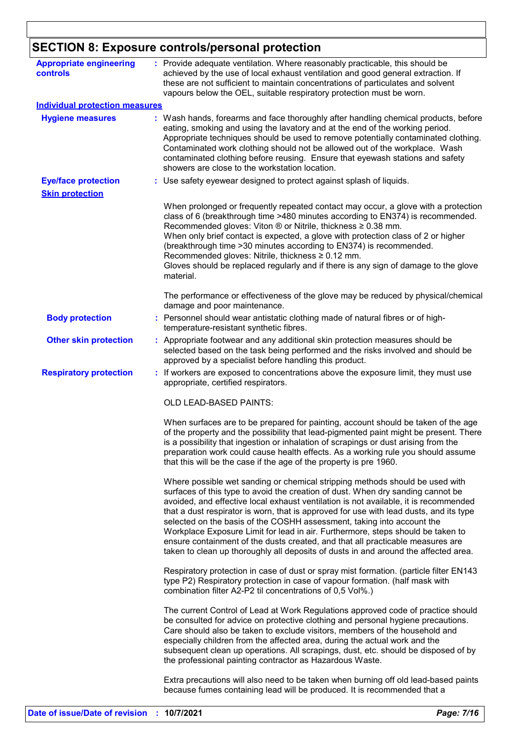## SECTION 8: Exposure controls/personal protection

**Appropriate engineering controls** : Provide adequate ventilation. Where reasonably practicable, this should be achieved by the use of local exhaust ventilation and good general extraction. If these are not sufficient to maintain concentrations of particulates and solvent vapours below the OEL, suitable respiratory protection must be worn.

**Individual protection measures**

**Hygiene measures** : Wash hands, forearms and face thoroughly after handling chemical products, before eating, smoking and using the lavatory and at the end of the working period. Appropriate techniques should be used to remove potentially contaminated clothing. Contaminated work clothing should not be allowed out of the workplace. Wash contaminated clothing before reusing. Ensure that eyewash stations and safety showers are close to the workstation location.

**Eye/face protection** : Use safety eyewear designed to protect against splash of liquids.

**Skin protection**

When prolonged or frequently repeated contact may occur, a glove with a protection class of 6 (breakthrough time >480 minutes according to EN374) is recommended. Recommended gloves: Viton ® or Nitrile, thickness ≥ 0.38 mm.
When only brief contact is expected, a glove with protection class of 2 or higher (breakthrough time >30 minutes according to EN374) is recommended.
Recommended gloves: Nitrile, thickness ≥ 0.12 mm.
Gloves should be replaced regularly and if there is any sign of damage to the glove material.

The performance or effectiveness of the glove may be reduced by physical/chemical damage and poor maintenance.

**Body protection** : Personnel should wear antistatic clothing made of natural fibres or of high-temperature-resistant synthetic fibres.

**Other skin protection** : Appropriate footwear and any additional skin protection measures should be selected based on the task being performed and the risks involved and should be approved by a specialist before handling this product.

**Respiratory protection** : If workers are exposed to concentrations above the exposure limit, they must use appropriate, certified respirators.

OLD LEAD-BASED PAINTS:

When surfaces are to be prepared for painting, account should be taken of the age of the property and the possibility that lead-pigmented paint might be present. There is a possibility that ingestion or inhalation of scrapings or dust arising from the preparation work could cause health effects. As a working rule you should assume that this will be the case if the age of the property is pre 1960.

Where possible wet sanding or chemical stripping methods should be used with surfaces of this type to avoid the creation of dust. When dry sanding cannot be avoided, and effective local exhaust ventilation is not available, it is recommended that a dust respirator is worn, that is approved for use with lead dusts, and its type selected on the basis of the COSHH assessment, taking into account the Workplace Exposure Limit for lead in air. Furthermore, steps should be taken to ensure containment of the dusts created, and that all practicable measures are taken to clean up thoroughly all deposits of dusts in and around the affected area.

Respiratory protection in case of dust or spray mist formation. (particle filter EN143 type P2) Respiratory protection in case of vapour formation. (half mask with combination filter A2-P2 til concentrations of 0,5 Vol%.)

The current Control of Lead at Work Regulations approved code of practice should be consulted for advice on protective clothing and personal hygiene precautions. Care should also be taken to exclude visitors, members of the household and especially children from the affected area, during the actual work and the subsequent clean up operations. All scrapings, dust, etc. should be disposed of by the professional painting contractor as Hazardous Waste.

Extra precautions will also need to be taken when burning off old lead-based paints because fumes containing lead will be produced. It is recommended that a

**Date of issue/Date of revision** : **10/7/2021**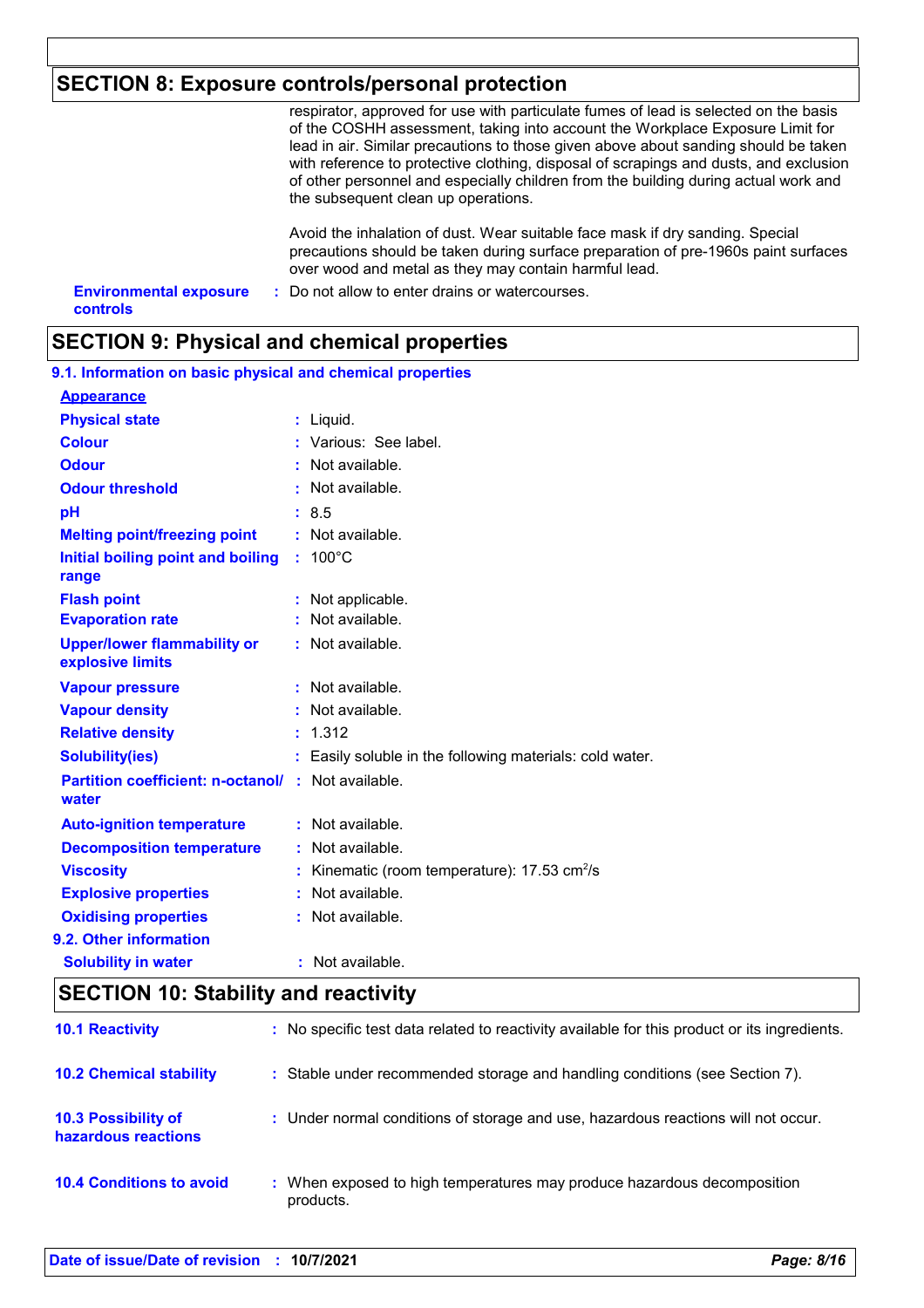## SECTION 8: Exposure controls/personal protection

respirator, approved for use with particulate fumes of lead is selected on the basis of the COSHH assessment, taking into account the Workplace Exposure Limit for lead in air. Similar precautions to those given above about sanding should be taken with reference to protective clothing, disposal of scrapings and dusts, and exclusion of other personnel and especially children from the building during actual work and the subsequent clean up operations.

Avoid the inhalation of dust. Wear suitable face mask if dry sanding. Special precautions should be taken during surface preparation of pre-1960s paint surfaces over wood and metal as they may contain harmful lead.

**Environmental exposure controls** : Do not allow to enter drains or watercourses.

## SECTION 9: Physical and chemical properties

### 9.1. Information on basic physical and chemical properties

**Appearance**

| Property | Value |
|---|---|
| Physical state | Liquid. |
| Colour | Various: See label. |
| Odour | Not available. |
| Odour threshold | Not available. |
| pH | 8.5 |
| Melting point/freezing point | Not available. |
| Initial boiling point and boiling range | 100°C |
| Flash point | Not applicable. |
| Evaporation rate | Not available. |
| Upper/lower flammability or explosive limits | Not available. |
| Vapour pressure | Not available. |
| Vapour density | Not available. |
| Relative density | 1.312 |
| Solubility(ies) | Easily soluble in the following materials: cold water. |
| Partition coefficient: n-octanol/water | Not available. |
| Auto-ignition temperature | Not available. |
| Decomposition temperature | Not available. |
| Viscosity | Kinematic (room temperature): 17.53 $cm^2/s$ |
| Explosive properties | Not available. |
| Oxidising properties | Not available. |

### 9.2. Other information

| Property | Value |
|---|---|
| Solubility in water | Not available. |

## SECTION 10: Stability and reactivity

**10.1 Reactivity** : No specific test data related to reactivity available for this product or its ingredients.

**10.2 Chemical stability** : Stable under recommended storage and handling conditions (see Section 7).

**10.3 Possibility of hazardous reactions** : Under normal conditions of storage and use, hazardous reactions will not occur.

**10.4 Conditions to avoid** : When exposed to high temperatures may produce hazardous decomposition products.

**Date of issue/Date of revision** : **10/7/2021**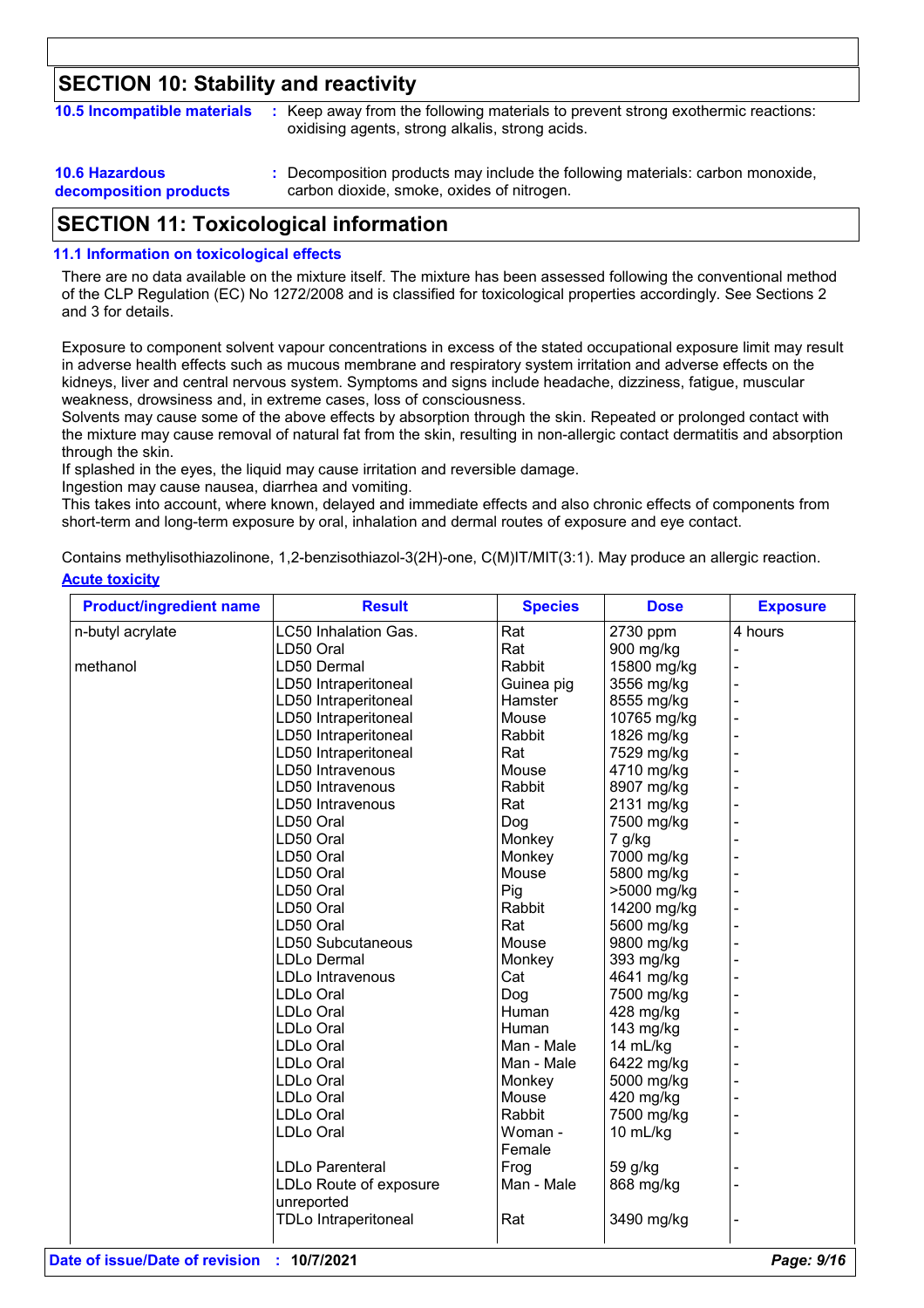## SECTION 10: Stability and reactivity

**10.5 Incompatible materials** : Keep away from the following materials to prevent strong exothermic reactions: oxidising agents, strong alkalis, strong acids.

**10.6 Hazardous decomposition products** : Decomposition products may include the following materials: carbon monoxide, carbon dioxide, smoke, oxides of nitrogen.

## SECTION 11: Toxicological information

### 11.1 Information on toxicological effects

There are no data available on the mixture itself. The mixture has been assessed following the conventional method of the CLP Regulation (EC) No 1272/2008 and is classified for toxicological properties accordingly. See Sections 2 and 3 for details.

Exposure to component solvent vapour concentrations in excess of the stated occupational exposure limit may result in adverse health effects such as mucous membrane and respiratory system irritation and adverse effects on the kidneys, liver and central nervous system. Symptoms and signs include headache, dizziness, fatigue, muscular weakness, drowsiness and, in extreme cases, loss of consciousness.
Solvents may cause some of the above effects by absorption through the skin. Repeated or prolonged contact with the mixture may cause removal of natural fat from the skin, resulting in non-allergic contact dermatitis and absorption through the skin.
If splashed in the eyes, the liquid may cause irritation and reversible damage.
Ingestion may cause nausea, diarrhea and vomiting.
This takes into account, where known, delayed and immediate effects and also chronic effects of components from short-term and long-term exposure by oral, inhalation and dermal routes of exposure and eye contact.

Contains methylisothiazolinone, 1,2-benzisothiazol-3(2H)-one, C(M)IT/MIT(3:1). May produce an allergic reaction.

**Acute toxicity**

| Product/ingredient name | Result | Species | Dose | Exposure |
|---|---|---|---|---|
| n-butyl acrylate | LC50 Inhalation Gas. | Rat | 2730 ppm | 4 hours |
| | LD50 Oral | Rat | 900 mg/kg | - |
| methanol | LD50 Dermal | Rabbit | 15800 mg/kg | - |
| | LD50 Intraperitoneal | Guinea pig | 3556 mg/kg | - |
| | LD50 Intraperitoneal | Hamster | 8555 mg/kg | - |
| | LD50 Intraperitoneal | Mouse | 10765 mg/kg | - |
| | LD50 Intraperitoneal | Rabbit | 1826 mg/kg | - |
| | LD50 Intraperitoneal | Rat | 7529 mg/kg | - |
| | LD50 Intravenous | Mouse | 4710 mg/kg | - |
| | LD50 Intravenous | Rabbit | 8907 mg/kg | - |
| | LD50 Intravenous | Rat | 2131 mg/kg | - |
| | LD50 Oral | Dog | 7500 mg/kg | - |
| | LD50 Oral | Monkey | 7 g/kg | - |
| | LD50 Oral | Monkey | 7000 mg/kg | - |
| | LD50 Oral | Mouse | 5800 mg/kg | - |
| | LD50 Oral | Pig | >5000 mg/kg | - |
| | LD50 Oral | Rabbit | 14200 mg/kg | - |
| | LD50 Oral | Rat | 5600 mg/kg | - |
| | LD50 Subcutaneous | Mouse | 9800 mg/kg | - |
| | LDLo Dermal | Monkey | 393 mg/kg | - |
| | LDLo Intravenous | Cat | 4641 mg/kg | - |
| | LDLo Oral | Dog | 7500 mg/kg | - |
| | LDLo Oral | Human | 428 mg/kg | - |
| | LDLo Oral | Human | 143 mg/kg | - |
| | LDLo Oral | Man - Male | 14 mL/kg | - |
| | LDLo Oral | Man - Male | 6422 mg/kg | - |
| | LDLo Oral | Monkey | 5000 mg/kg | - |
| | LDLo Oral | Mouse | 420 mg/kg | - |
| | LDLo Oral | Rabbit | 7500 mg/kg | - |
| | LDLo Oral | Woman - Female | 10 mL/kg | - |
| | LDLo Parenteral | Frog | 59 g/kg | - |
| | LDLo Route of exposure unreported | Man - Male | 868 mg/kg | - |
| | TDLo Intraperitoneal | Rat | 3490 mg/kg | - |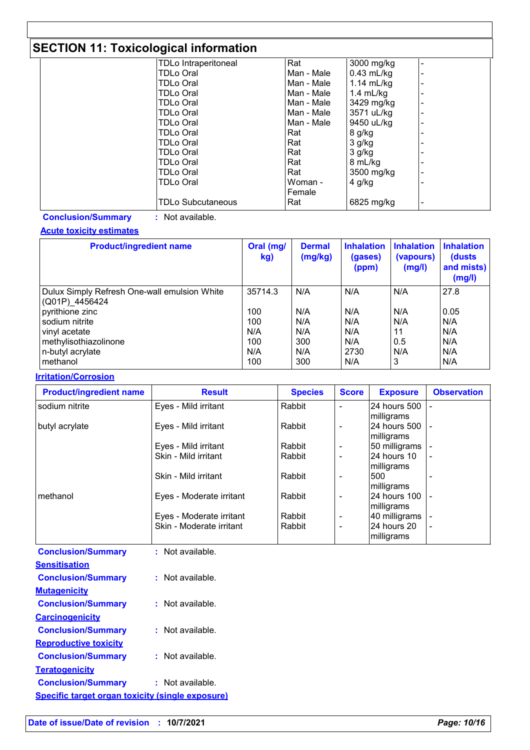## SECTION 11: Toxicological information

| | | | | |
|---|---|---|---|---|
| | TDLo Intraperitoneal | Rat | 3000 mg/kg | - |
| | TDLo Oral | Man - Male | 0.43 mL/kg | - |
| | TDLo Oral | Man - Male | 1.14 mL/kg | - |
| | TDLo Oral | Man - Male | 1.4 mL/kg | - |
| | TDLo Oral | Man - Male | 3429 mg/kg | - |
| | TDLo Oral | Man - Male | 3571 uL/kg | - |
| | TDLo Oral | Man - Male | 9450 uL/kg | - |
| | TDLo Oral | Rat | 8 g/kg | - |
| | TDLo Oral | Rat | 3 g/kg | - |
| | TDLo Oral | Rat | 3 g/kg | - |
| | TDLo Oral | Rat | 8 mL/kg | - |
| | TDLo Oral | Rat | 3500 mg/kg | - |
| | TDLo Oral | Woman - Female | 4 g/kg | - |
| | TDLo Subcutaneous | Rat | 6825 mg/kg | - |

**Conclusion/Summary** : Not available.

**Acute toxicity estimates**

| Product/ingredient name | Oral (mg/kg) | Dermal (mg/kg) | Inhalation (gases) (ppm) | Inhalation (vapours) (mg/l) | Inhalation (dusts and mists) (mg/l) |
|---|---|---|---|---|---|
| Dulux Simply Refresh One-wall emulsion White (Q01P)_4456424 | 35714.3 | N/A | N/A | N/A | 27.8 |
| pyrithione zinc | 100 | N/A | N/A | N/A | 0.05 |
| sodium nitrite | 100 | N/A | N/A | N/A | N/A |
| vinyl acetate | N/A | N/A | N/A | 11 | N/A |
| methylisothiazolinone | 100 | 300 | N/A | 0.5 | N/A |
| n-butyl acrylate | N/A | N/A | 2730 | N/A | N/A |
| methanol | 100 | 300 | N/A | 3 | N/A |

**Irritation/Corrosion**

| Product/ingredient name | Result | Species | Score | Exposure | Observation |
|---|---|---|---|---|---|
| sodium nitrite | Eyes - Mild irritant | Rabbit | - | 24 hours 500 milligrams | - |
| butyl acrylate | Eyes - Mild irritant | Rabbit | - | 24 hours 500 milligrams | - |
| | Eyes - Mild irritant | Rabbit | - | 50 milligrams | - |
| | Skin - Mild irritant | Rabbit | - | 24 hours 10 milligrams | - |
| | Skin - Mild irritant | Rabbit | - | 500 milligrams | - |
| methanol | Eyes - Moderate irritant | Rabbit | - | 24 hours 100 milligrams | - |
| | Eyes - Moderate irritant | Rabbit | - | 40 milligrams | - |
| | Skin - Moderate irritant | Rabbit | - | 24 hours 20 milligrams | - |

**Conclusion/Summary** : Not available.

**Sensitisation**

**Conclusion/Summary** : Not available.

**Mutagenicity**

**Conclusion/Summary** : Not available.

**Carcinogenicity**

**Conclusion/Summary** : Not available.

**Reproductive toxicity**

**Conclusion/Summary** : Not available.

**Teratogenicity**

**Conclusion/Summary** : Not available.

**Specific target organ toxicity (single exposure)**

**Date of issue/Date of revision** : **10/7/2021**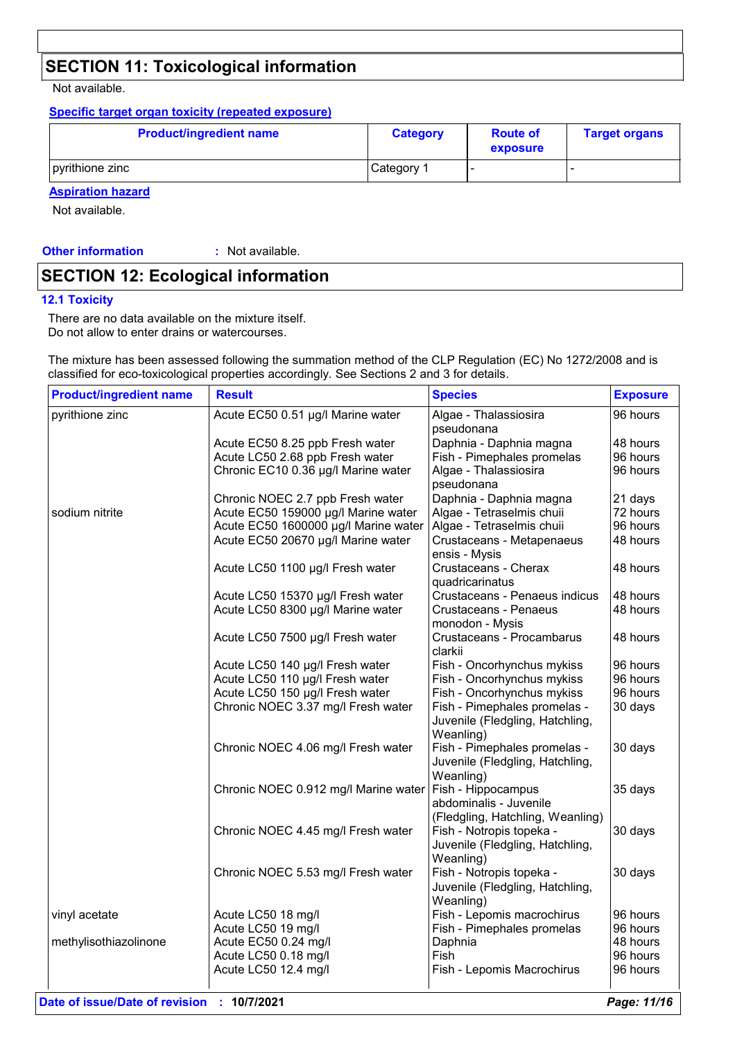## SECTION 11: Toxicological information

Not available.

**Specific target organ toxicity (repeated exposure)**

| Product/ingredient name | Category | Route of exposure | Target organs |
| --- | --- | --- | --- |
| pyrithione zinc | Category 1 | - | - |

**Aspiration hazard**

Not available.

**Other information** : Not available.

## SECTION 12: Ecological information

### 12.1 Toxicity

There are no data available on the mixture itself.
Do not allow to enter drains or watercourses.

The mixture has been assessed following the summation method of the CLP Regulation (EC) No 1272/2008 and is classified for eco-toxicological properties accordingly. See Sections 2 and 3 for details.

| Product/ingredient name | Result | Species | Exposure |
| --- | --- | --- | --- |
| pyrithione zinc | Acute EC50 0.51 µg/l Marine water | Algae - Thalassiosira pseudonana | 96 hours |
| | Acute EC50 8.25 ppb Fresh water | Daphnia - Daphnia magna | 48 hours |
| | Acute LC50 2.68 ppb Fresh water | Fish - Pimephales promelas | 96 hours |
| | Chronic EC10 0.36 µg/l Marine water | Algae - Thalassiosira pseudonana | 96 hours |
| | Chronic NOEC 2.7 ppb Fresh water | Daphnia - Daphnia magna | 21 days |
| sodium nitrite | Acute EC50 159000 µg/l Marine water | Algae - Tetraselmis chuii | 72 hours |
| | Acute EC50 1600000 µg/l Marine water | Algae - Tetraselmis chuii | 96 hours |
| | Acute EC50 20670 µg/l Marine water | Crustaceans - Metapenaeus ensis - Mysis | 48 hours |
| | Acute LC50 1100 µg/l Fresh water | Crustaceans - Cherax quadricarinatus | 48 hours |
| | Acute LC50 15370 µg/l Fresh water | Crustaceans - Penaeus indicus | 48 hours |
| | Acute LC50 8300 µg/l Marine water | Crustaceans - Penaeus monodon - Mysis | 48 hours |
| | Acute LC50 7500 µg/l Fresh water | Crustaceans - Procambarus clarkii | 48 hours |
| | Acute LC50 140 µg/l Fresh water | Fish - Oncorhynchus mykiss | 96 hours |
| | Acute LC50 110 µg/l Fresh water | Fish - Oncorhynchus mykiss | 96 hours |
| | Acute LC50 150 µg/l Fresh water | Fish - Oncorhynchus mykiss | 96 hours |
| | Chronic NOEC 3.37 mg/l Fresh water | Fish - Pimephales promelas - Juvenile (Fledgling, Hatchling, Weanling) | 30 days |
| | Chronic NOEC 4.06 mg/l Fresh water | Fish - Pimephales promelas - Juvenile (Fledgling, Hatchling, Weanling) | 30 days |
| | Chronic NOEC 0.912 mg/l Marine water | Fish - Hippocampus abdominalis - Juvenile (Fledgling, Hatchling, Weanling) | 35 days |
| | Chronic NOEC 4.45 mg/l Fresh water | Fish - Notropis topeka - Juvenile (Fledgling, Hatchling, Weanling) | 30 days |
| | Chronic NOEC 5.53 mg/l Fresh water | Fish - Notropis topeka - Juvenile (Fledgling, Hatchling, Weanling) | 30 days |
| vinyl acetate | Acute LC50 18 mg/l | Fish - Lepomis macrochirus | 96 hours |
| | Acute LC50 19 mg/l | Fish - Pimephales promelas | 96 hours |
| methylisothiazolinone | Acute EC50 0.24 mg/l | Daphnia | 48 hours |
| | Acute LC50 0.18 mg/l | Fish | 96 hours |
| | Acute LC50 12.4 mg/l | Fish - Lepomis Macrochirus | 96 hours |

**Date of issue/Date of revision** : **10/7/2021**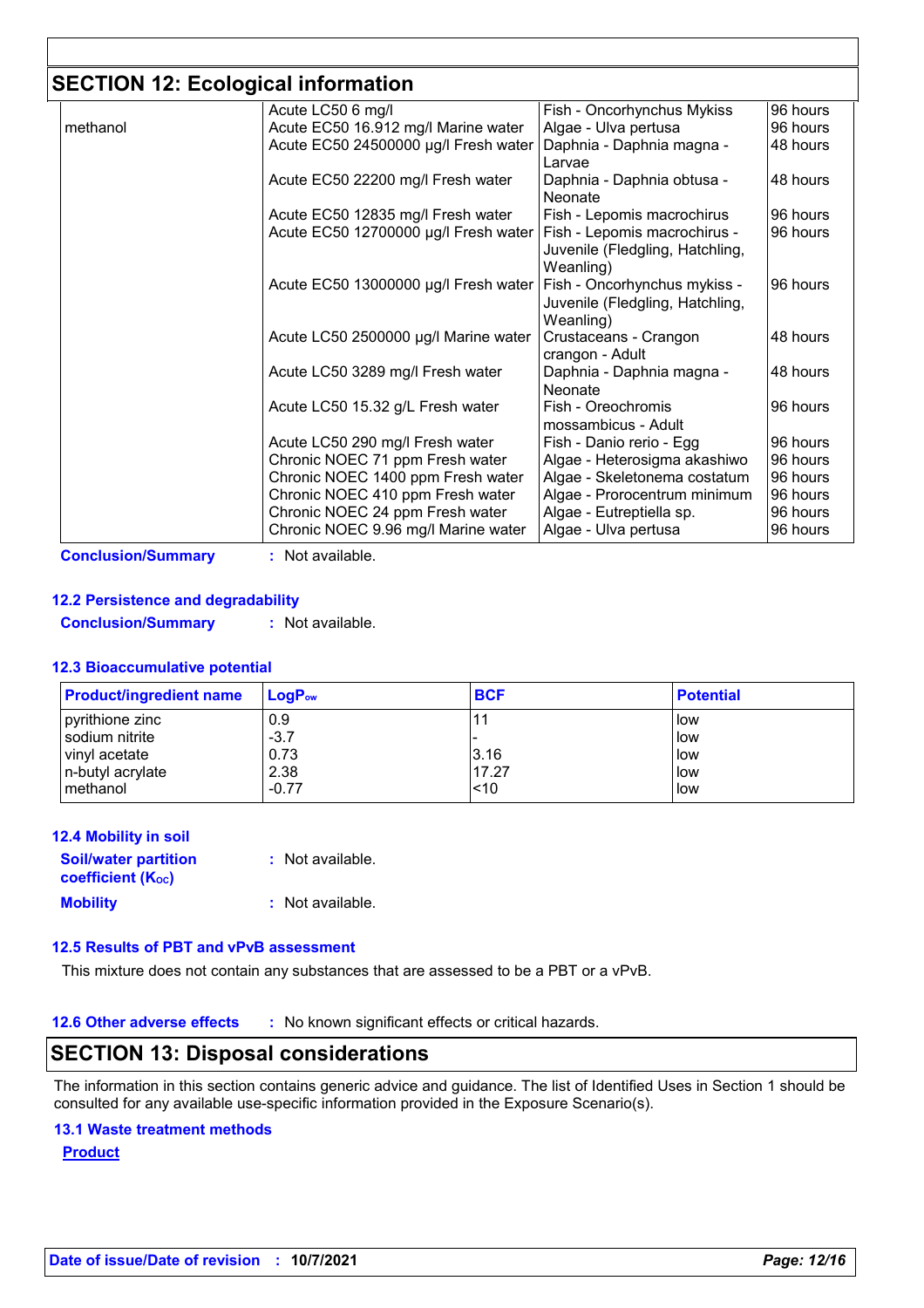## SECTION 12: Ecological information

| | | | |
|---|---|---|---|
| | Acute LC50 6 mg/l | Fish - Oncorhynchus Mykiss | 96 hours |
| methanol | Acute EC50 16.912 mg/l Marine water | Algae - Ulva pertusa | 96 hours |
| | Acute EC50 24500000 µg/l Fresh water | Daphnia - Daphnia magna - Larvae | 48 hours |
| | Acute EC50 22200 mg/l Fresh water | Daphnia - Daphnia obtusa - Neonate | 48 hours |
| | Acute EC50 12835 mg/l Fresh water | Fish - Lepomis macrochirus | 96 hours |
| | Acute EC50 12700000 µg/l Fresh water | Fish - Lepomis macrochirus - Juvenile (Fledgling, Hatchling, Weanling) | 96 hours |
| | Acute EC50 13000000 µg/l Fresh water | Fish - Oncorhynchus mykiss - Juvenile (Fledgling, Hatchling, Weanling) | 96 hours |
| | Acute LC50 2500000 µg/l Marine water | Crustaceans - Crangon crangon - Adult | 48 hours |
| | Acute LC50 3289 mg/l Fresh water | Daphnia - Daphnia magna - Neonate | 48 hours |
| | Acute LC50 15.32 g/L Fresh water | Fish - Oreochromis mossambicus - Adult | 96 hours |
| | Acute LC50 290 mg/l Fresh water | Fish - Danio rerio - Egg | 96 hours |
| | Chronic NOEC 71 ppm Fresh water | Algae - Heterosigma akashiwo | 96 hours |
| | Chronic NOEC 1400 ppm Fresh water | Algae - Skeletonema costatum | 96 hours |
| | Chronic NOEC 410 ppm Fresh water | Algae - Prorocentrum minimum | 96 hours |
| | Chronic NOEC 24 ppm Fresh water | Algae - Eutreptiella sp. | 96 hours |
| | Chronic NOEC 9.96 mg/l Marine water | Algae - Ulva pertusa | 96 hours |

**Conclusion/Summary** : Not available.

### 12.2 Persistence and degradability

**Conclusion/Summary** : Not available.

### 12.3 Bioaccumulative potential

| Product/ingredient name | $LogP_{ow}$ | BCF | Potential |
|---|---|---|---|
| pyrithione zinc | 0.9 | 11 | low |
| sodium nitrite | -3.7 | - | low |
| vinyl acetate | 0.73 | 3.16 | low |
| n-butyl acrylate | 2.38 | 17.27 | low |
| methanol | -0.77 | <10 | low |

### 12.4 Mobility in soil

**Soil/water partition coefficient ($K_{OC}$)** : Not available.

**Mobility** : Not available.

### 12.5 Results of PBT and vPvB assessment

This mixture does not contain any substances that are assessed to be a PBT or a vPvB.

### 12.6 Other adverse effects

: No known significant effects or critical hazards.

## SECTION 13: Disposal considerations

The information in this section contains generic advice and guidance. The list of Identified Uses in Section 1 should be consulted for any available use-specific information provided in the Exposure Scenario(s).

### 13.1 Waste treatment methods

**Product**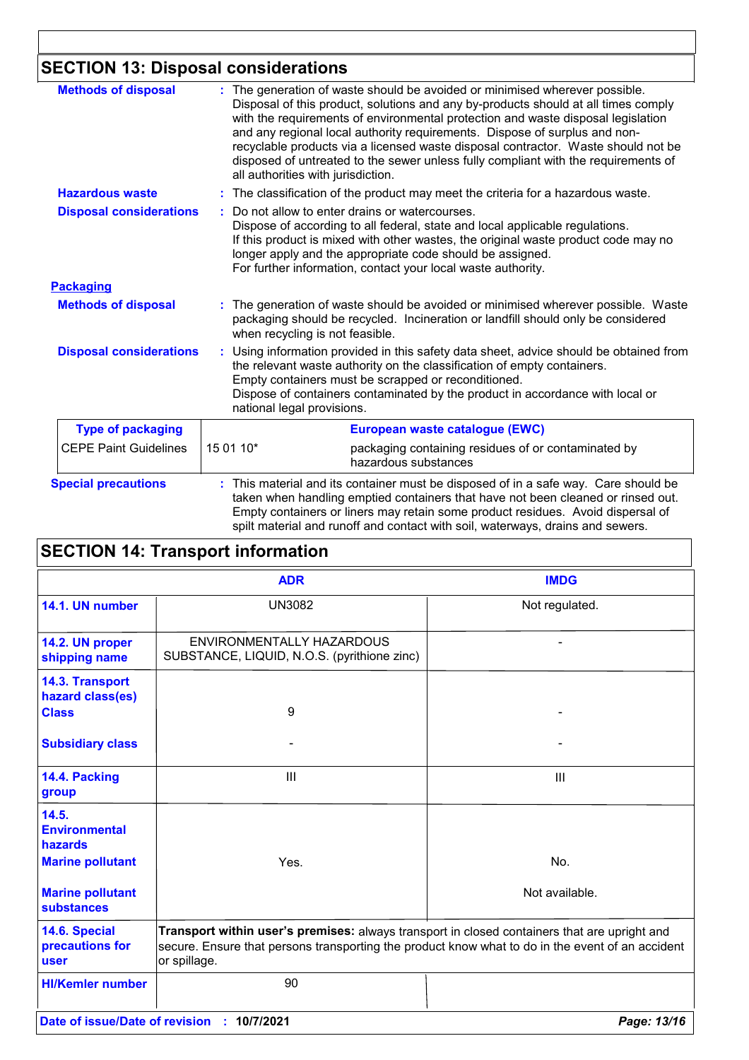## SECTION 13: Disposal considerations

**Methods of disposal** : The generation of waste should be avoided or minimised wherever possible. Disposal of this product, solutions and any by-products should at all times comply with the requirements of environmental protection and waste disposal legislation and any regional local authority requirements. Dispose of surplus and non-recyclable products via a licensed waste disposal contractor. Waste should not be disposed of untreated to the sewer unless fully compliant with the requirements of all authorities with jurisdiction.

**Hazardous waste** : The classification of the product may meet the criteria for a hazardous waste.

**Disposal considerations** : Do not allow to enter drains or watercourses.
Dispose of according to all federal, state and local applicable regulations.
If this product is mixed with other wastes, the original waste product code may no longer apply and the appropriate code should be assigned.
For further information, contact your local waste authority.

### Packaging

**Methods of disposal** : The generation of waste should be avoided or minimised wherever possible. Waste packaging should be recycled. Incineration or landfill should only be considered when recycling is not feasible.

**Disposal considerations** : Using information provided in this safety data sheet, advice should be obtained from the relevant waste authority on the classification of empty containers.
Empty containers must be scrapped or reconditioned.
Dispose of containers contaminated by the product in accordance with local or national legal provisions.

| Type of packaging | European waste catalogue (EWC) | |
|---|---|---|
| CEPE Paint Guidelines | 15 01 10* | packaging containing residues of or contaminated by hazardous substances |

**Special precautions** : This material and its container must be disposed of in a safe way. Care should be taken when handling emptied containers that have not been cleaned or rinsed out. Empty containers or liners may retain some product residues. Avoid dispersal of spilt material and runoff and contact with soil, waterways, drains and sewers.

## SECTION 14: Transport information

| | ADR | IMDG |
|---|---|---|
| **14.1. UN number** | UN3082 | Not regulated. |
| **14.2. UN proper shipping name** | ENVIRONMENTALLY HAZARDOUS SUBSTANCE, LIQUID, N.O.S. (pyrithione zinc) | - |
| **14.3. Transport hazard class(es)** **Class** | 9 | - |
| **Subsidiary class** | - | - |
| **14.4. Packing group** | III | III |
| **14.5. Environmental hazards** **Marine pollutant** | Yes. | No. |
| **Marine pollutant substances** | | Not available. |
| **14.6. Special precautions for user** | **Transport within user's premises:** always transport in closed containers that are upright and secure. Ensure that persons transporting the product know what to do in the event of an accident or spillage. | |
| **HI/Kemler number** | 90 | |

**Date of issue/Date of revision** : **10/7/2021**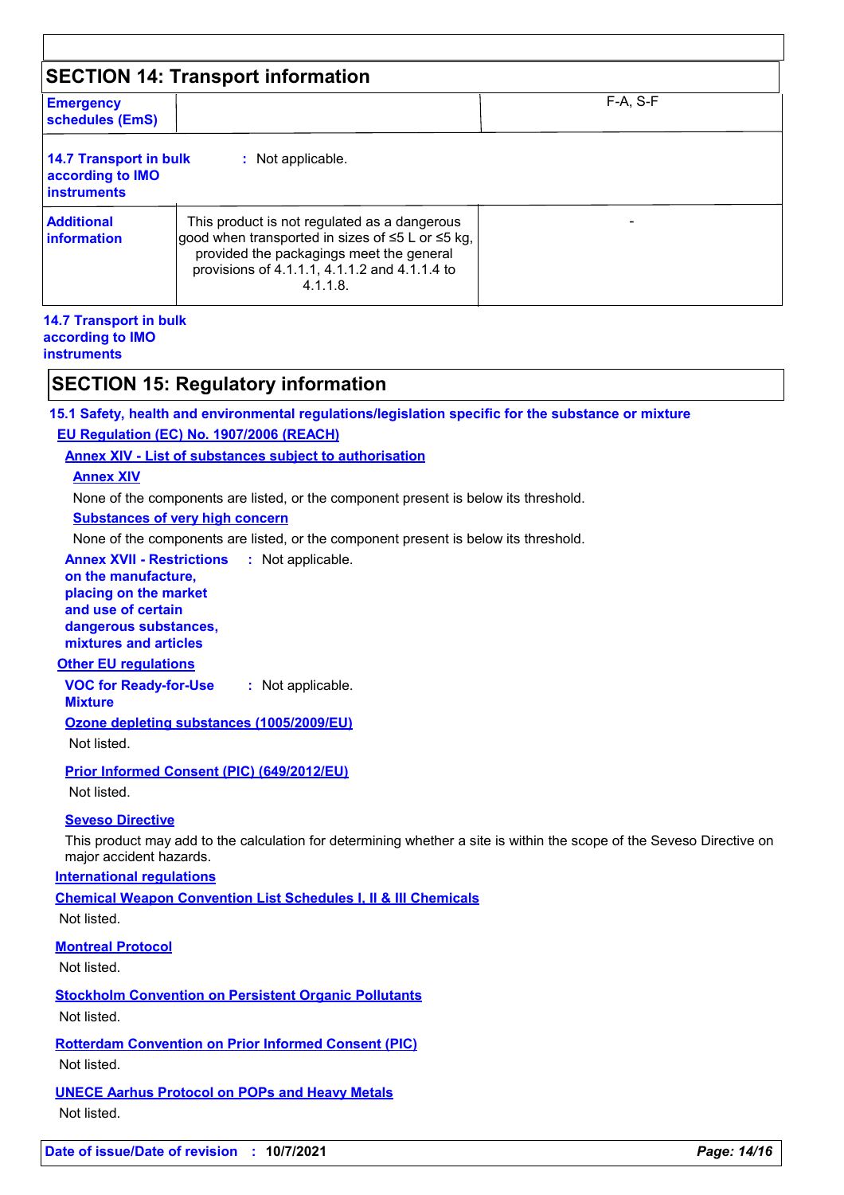## SECTION 14: Transport information

| | | |
|---|---|---|
| **Emergency schedules (EmS)** | | F-A, S-F |
| **14.7 Transport in bulk according to IMO instruments** | : Not applicable. | |
| **Additional information** | This product is not regulated as a dangerous good when transported in sizes of ≤5 L or ≤5 kg, provided the packagings meet the general provisions of 4.1.1.1, 4.1.1.2 and 4.1.1.4 to 4.1.1.8. | - |

**14.7 Transport in bulk according to IMO instruments**

## SECTION 15: Regulatory information

**15.1 Safety, health and environmental regulations/legislation specific for the substance or mixture**

**EU Regulation (EC) No. 1907/2006 (REACH)**

**Annex XIV - List of substances subject to authorisation**

**Annex XIV**

None of the components are listed, or the component present is below its threshold.

**Substances of very high concern**

None of the components are listed, or the component present is below its threshold.

**Annex XVII - Restrictions on the manufacture, placing on the market and use of certain dangerous substances, mixtures and articles** : Not applicable.

**Other EU regulations**

**VOC for Ready-for-Use Mixture** : Not applicable.

**Ozone depleting substances (1005/2009/EU)**

Not listed.

**Prior Informed Consent (PIC) (649/2012/EU)**

Not listed.

**Seveso Directive**

This product may add to the calculation for determining whether a site is within the scope of the Seveso Directive on major accident hazards.

**International regulations**

**Chemical Weapon Convention List Schedules I, II & III Chemicals**

Not listed.

**Montreal Protocol**

Not listed.

**Stockholm Convention on Persistent Organic Pollutants**

Not listed.

**Rotterdam Convention on Prior Informed Consent (PIC)**

Not listed.

**UNECE Aarhus Protocol on POPs and Heavy Metals**

Not listed.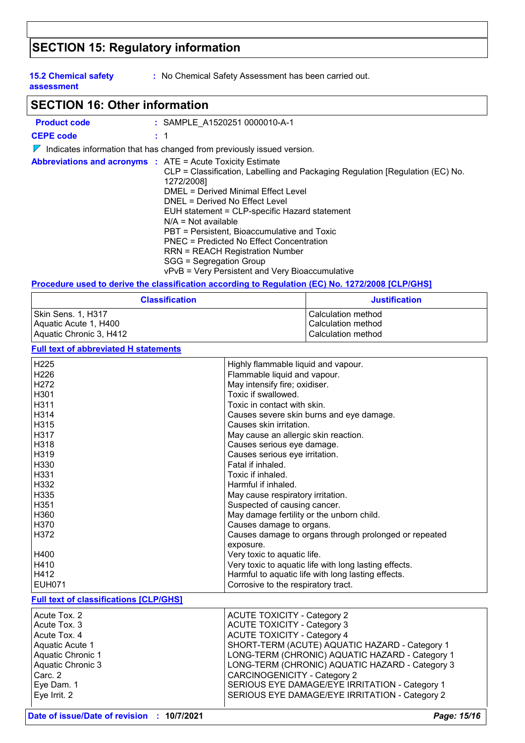## SECTION 15: Regulatory information

**15.2 Chemical safety assessment** : No Chemical Safety Assessment has been carried out.

## SECTION 16: Other information

**Product code** : SAMPLE_A1520251 0000010-A-1

**CEPE code** : 1

◤ Indicates information that has changed from previously issued version.

**Abbreviations and acronyms** :

ATE = Acute Toxicity Estimate
CLP = Classification, Labelling and Packaging Regulation [Regulation (EC) No. 1272/2008]
DMEL = Derived Minimal Effect Level
DNEL = Derived No Effect Level
EUH statement = CLP-specific Hazard statement
N/A = Not available
PBT = Persistent, Bioaccumulative and Toxic
PNEC = Predicted No Effect Concentration
RRN = REACH Registration Number
SGG = Segregation Group
vPvB = Very Persistent and Very Bioaccumulative

**Procedure used to derive the classification according to Regulation (EC) No. 1272/2008 [CLP/GHS]**

| Classification | Justification |
|---|---|
| Skin Sens. 1, H317 | Calculation method |
| Aquatic Acute 1, H400 | Calculation method |
| Aquatic Chronic 3, H412 | Calculation method |

**Full text of abbreviated H statements**

| | |
|---|---|
| H225 | Highly flammable liquid and vapour. |
| H226 | Flammable liquid and vapour. |
| H272 | May intensify fire; oxidiser. |
| H301 | Toxic if swallowed. |
| H311 | Toxic in contact with skin. |
| H314 | Causes severe skin burns and eye damage. |
| H315 | Causes skin irritation. |
| H317 | May cause an allergic skin reaction. |
| H318 | Causes serious eye damage. |
| H319 | Causes serious eye irritation. |
| H330 | Fatal if inhaled. |
| H331 | Toxic if inhaled. |
| H332 | Harmful if inhaled. |
| H335 | May cause respiratory irritation. |
| H351 | Suspected of causing cancer. |
| H360 | May damage fertility or the unborn child. |
| H370 | Causes damage to organs. |
| H372 | Causes damage to organs through prolonged or repeated exposure. |
| H400 | Very toxic to aquatic life. |
| H410 | Very toxic to aquatic life with long lasting effects. |
| H412 | Harmful to aquatic life with long lasting effects. |
| EUH071 | Corrosive to the respiratory tract. |

**Full text of classifications [CLP/GHS]**

| | |
|---|---|
| Acute Tox. 2 | ACUTE TOXICITY - Category 2 |
| Acute Tox. 3 | ACUTE TOXICITY - Category 3 |
| Acute Tox. 4 | ACUTE TOXICITY - Category 4 |
| Aquatic Acute 1 | SHORT-TERM (ACUTE) AQUATIC HAZARD - Category 1 |
| Aquatic Chronic 1 | LONG-TERM (CHRONIC) AQUATIC HAZARD - Category 1 |
| Aquatic Chronic 3 | LONG-TERM (CHRONIC) AQUATIC HAZARD - Category 3 |
| Carc. 2 | CARCINOGENICITY - Category 2 |
| Eye Dam. 1 | SERIOUS EYE DAMAGE/EYE IRRITATION - Category 1 |
| Eye Irrit. 2 | SERIOUS EYE DAMAGE/EYE IRRITATION - Category 2 |

**Date of issue/Date of revision** : **10/7/2021**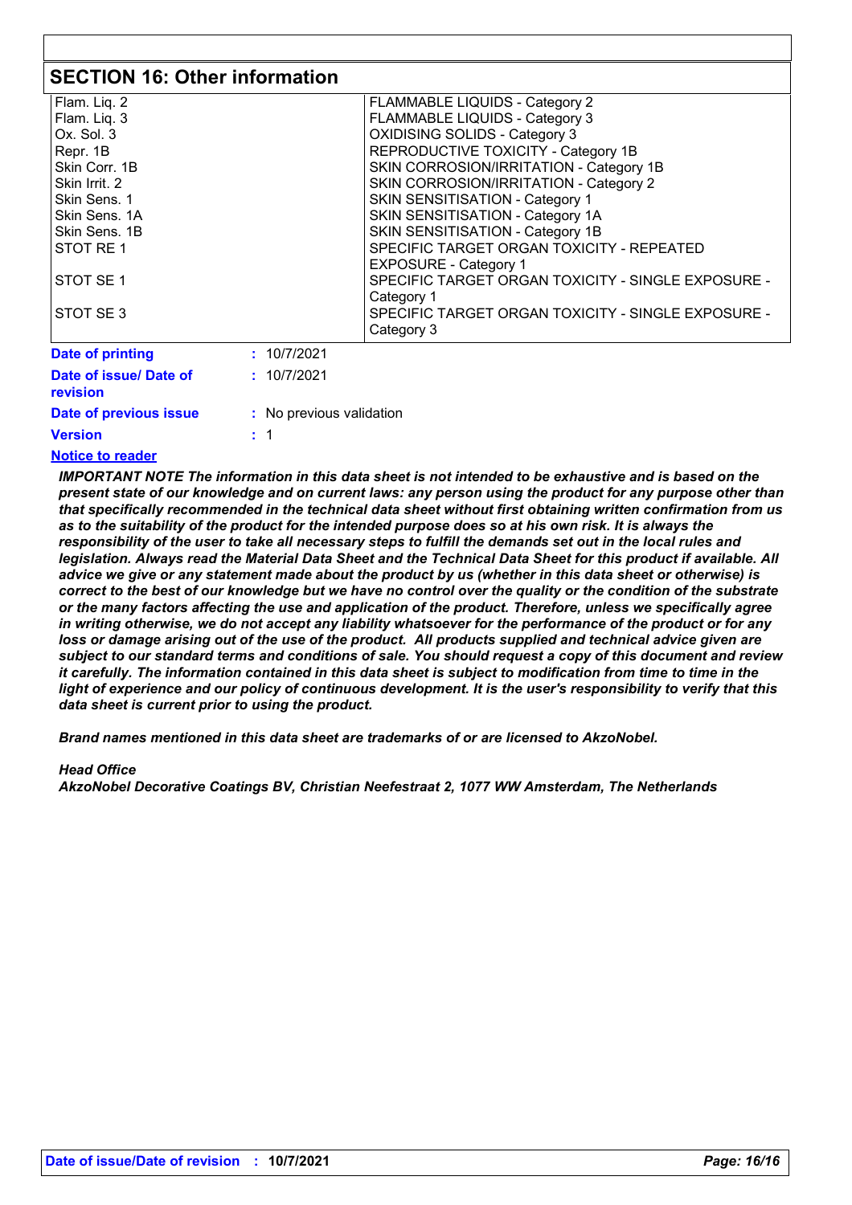## SECTION 16: Other information

| | |
|---|---|
| Flam. Liq. 2 | FLAMMABLE LIQUIDS - Category 2 |
| Flam. Liq. 3 | FLAMMABLE LIQUIDS - Category 3 |
| Ox. Sol. 3 | OXIDISING SOLIDS - Category 3 |
| Repr. 1B | REPRODUCTIVE TOXICITY - Category 1B |
| Skin Corr. 1B | SKIN CORROSION/IRRITATION - Category 1B |
| Skin Irrit. 2 | SKIN CORROSION/IRRITATION - Category 2 |
| Skin Sens. 1 | SKIN SENSITISATION - Category 1 |
| Skin Sens. 1A | SKIN SENSITISATION - Category 1A |
| Skin Sens. 1B | SKIN SENSITISATION - Category 1B |
| STOT RE 1 | SPECIFIC TARGET ORGAN TOXICITY - REPEATED EXPOSURE - Category 1 |
| STOT SE 1 | SPECIFIC TARGET ORGAN TOXICITY - SINGLE EXPOSURE - Category 1 |
| STOT SE 3 | SPECIFIC TARGET ORGAN TOXICITY - SINGLE EXPOSURE - Category 3 |

**Date of printing** : 10/7/2021

**Date of issue/ Date of revision** : 10/7/2021

**Date of previous issue** : No previous validation

**Version** : 1

**Notice to reader**

***IMPORTANT NOTE The information in this data sheet is not intended to be exhaustive and is based on the present state of our knowledge and on current laws: any person using the product for any purpose other than that specifically recommended in the technical data sheet without first obtaining written confirmation from us as to the suitability of the product for the intended purpose does so at his own risk. It is always the responsibility of the user to take all necessary steps to fulfill the demands set out in the local rules and legislation. Always read the Material Data Sheet and the Technical Data Sheet for this product if available. All advice we give or any statement made about the product by us (whether in this data sheet or otherwise) is correct to the best of our knowledge but we have no control over the quality or the condition of the substrate or the many factors affecting the use and application of the product. Therefore, unless we specifically agree in writing otherwise, we do not accept any liability whatsoever for the performance of the product or for any loss or damage arising out of the use of the product. All products supplied and technical advice given are subject to our standard terms and conditions of sale. You should request a copy of this document and review it carefully. The information contained in this data sheet is subject to modification from time to time in the light of experience and our policy of continuous development. It is the user's responsibility to verify that this data sheet is current prior to using the product.***

***Brand names mentioned in this data sheet are trademarks of or are licensed to AkzoNobel.***

***Head Office***
***AkzoNobel Decorative Coatings BV, Christian Neefestraat 2, 1077 WW Amsterdam, The Netherlands***